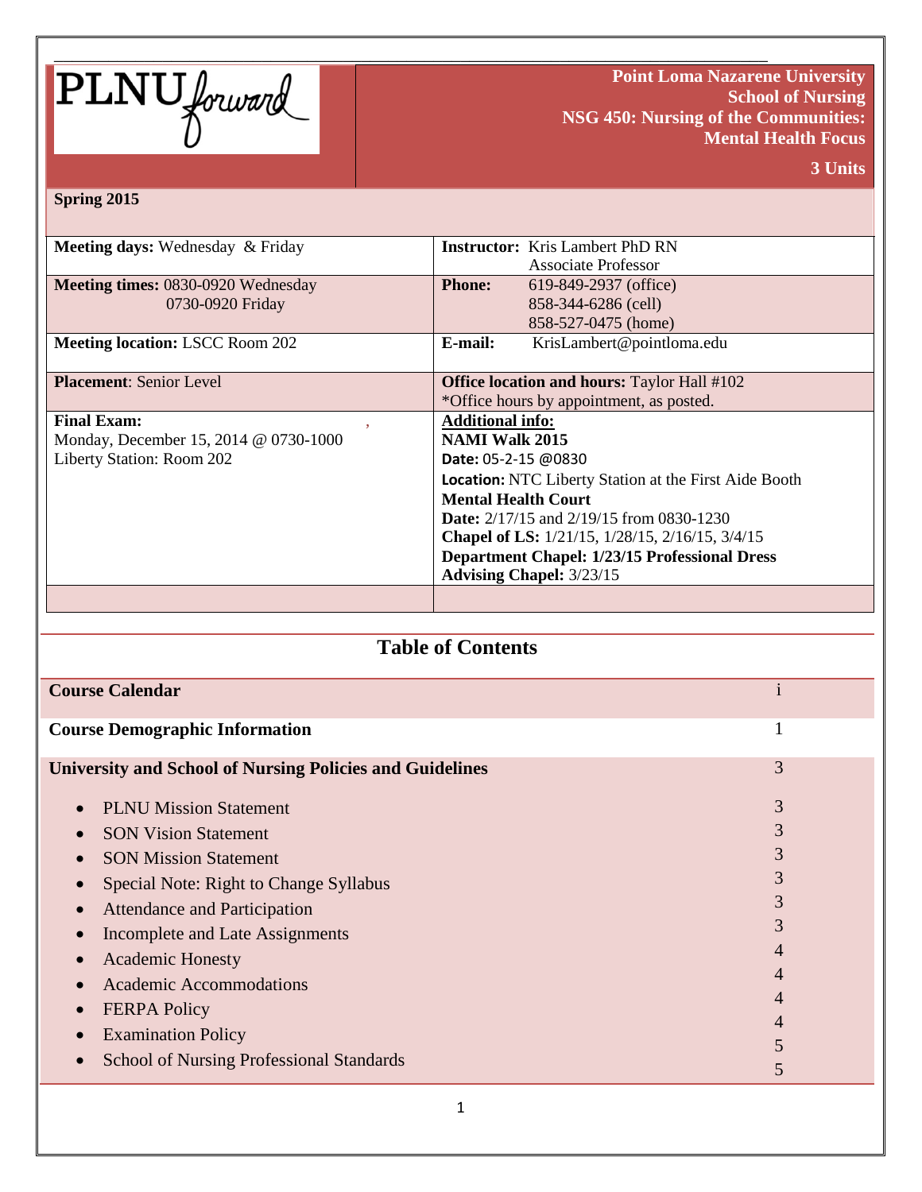PLNU forward

**Point Loma Nazarene University**
**School of Nursing**
**NSG 450: Nursing of the Communities: Mental Health Focus**

**3 Units**

**Spring 2015**

| | |
|---|---|
| **Meeting days:** Wednesday & Friday | **Instructor:** Kris Lambert PhD RN<br>Associate Professor |
| **Meeting times:** 0830-0920 Wednesday<br>0730-0920 Friday | **Phone:** 619-849-2937 (office)<br>858-344-6286 (cell)<br>858-527-0475 (home) |
| **Meeting location:** LSCC Room 202 | **E-mail:** KrisLambert@pointloma.edu |
| **Placement**: Senior Level | **Office location and hours:** Taylor Hall #102<br>*Office hours by appointment, as posted. |
| **Final Exam:**<br>Monday, December 15, 2014 @ 0730-1000<br>Liberty Station: Room 202 | **Additional info:**<br>**NAMI Walk 2015**<br>**Date:** 05-2-15 @0830<br>**Location:** NTC Liberty Station at the First Aide Booth<br>**Mental Health Court**<br>**Date:** 2/17/15 and 2/19/15 from 0830-1230<br>**Chapel of LS:** 1/21/15, 1/28/15, 2/16/15, 3/4/15<br>**Department Chapel: 1/23/15 Professional Dress**<br>**Advising Chapel:** 3/23/15 |
| | |

## Table of Contents

| | |
|---|---|
| **Course Calendar** | i |
| **Course Demographic Information** | 1 |
| **University and School of Nursing Policies and Guidelines** | 3 |
| • PLNU Mission Statement | 3 |
| • SON Vision Statement | 3 |
| • SON Mission Statement | 3 |
| • Special Note: Right to Change Syllabus | 3 |
| • Attendance and Participation | 3 |
| • Incomplete and Late Assignments | 3 |
| • Academic Honesty | 4 |
| • Academic Accommodations | 4 |
| • FERPA Policy | 4 |
| • Examination Policy | 4 |
| • School of Nursing Professional Standards | 5 |
| | 5 |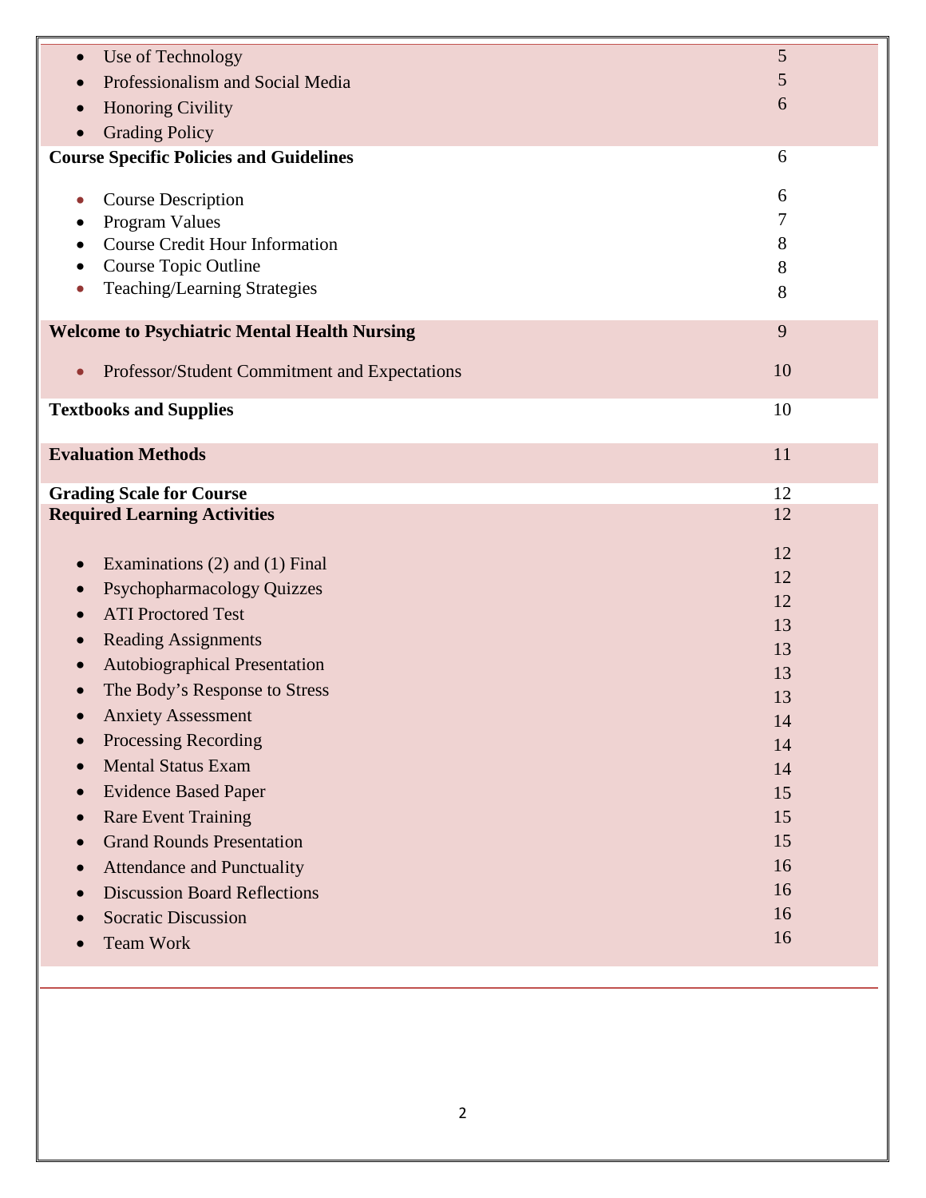| | |
|---|---|
| • Use of Technology | 5 |
| • Professionalism and Social Media | 5 |
| • Honoring Civility | 6 |
| • Grading Policy | |
| **Course Specific Policies and Guidelines** | 6 |
| • Course Description | 6 |
| • Program Values | 7 |
| • Course Credit Hour Information | 8 |
| • Course Topic Outline | 8 |
| • Teaching/Learning Strategies | 8 |
| **Welcome to Psychiatric Mental Health Nursing** | 9 |
| • Professor/Student Commitment and Expectations | 10 |
| **Textbooks and Supplies** | 10 |
| **Evaluation Methods** | 11 |
| **Grading Scale for Course** | 12 |
| **Required Learning Activities** | 12 |
| • Examinations (2) and (1) Final | 12 |
| • Psychopharmacology Quizzes | 12 |
| • ATI Proctored Test | 12 |
| • Reading Assignments | 13 |
| • Autobiographical Presentation | 13 |
| • The Body's Response to Stress | 13 |
| • Anxiety Assessment | 13 |
| • Processing Recording | 14 |
| • Mental Status Exam | 14 |
| • Evidence Based Paper | 14 |
| • Rare Event Training | 15 |
| • Grand Rounds Presentation | 15 |
| • Attendance and Punctuality | 15 |
| • Discussion Board Reflections | 16 |
| • Socratic Discussion | 16 |
| • Team Work | 16 |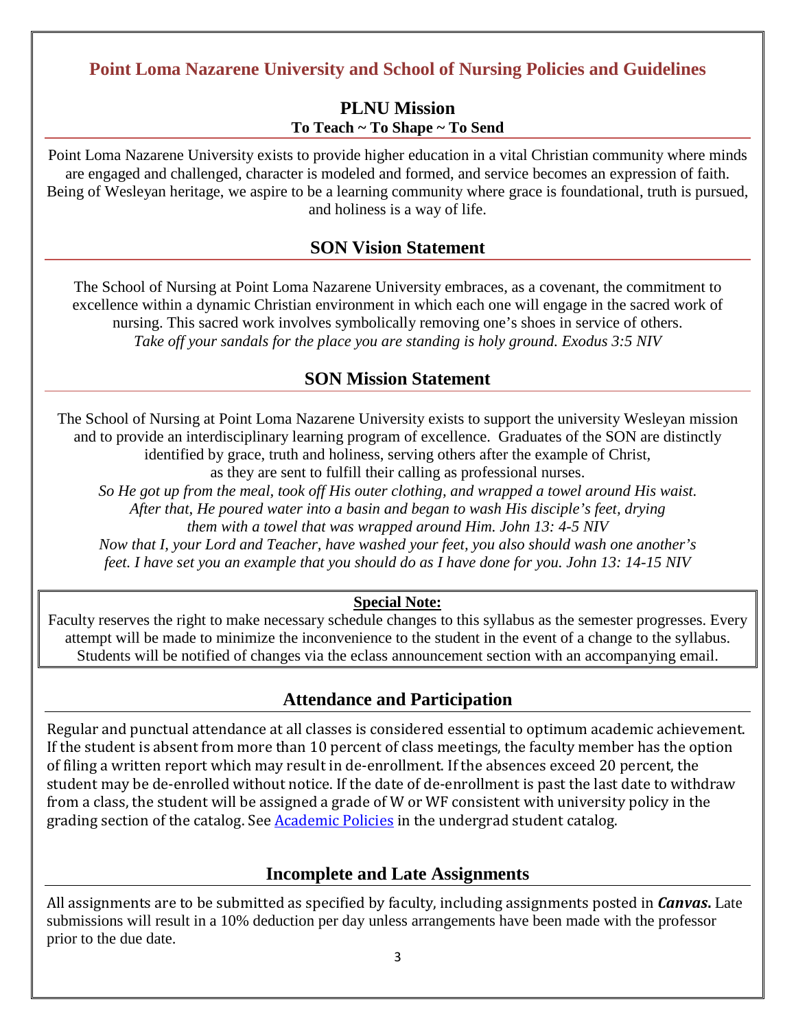## Point Loma Nazarene University and School of Nursing Policies and Guidelines

### PLNU Mission

**To Teach ~ To Shape ~ To Send**

Point Loma Nazarene University exists to provide higher education in a vital Christian community where minds are engaged and challenged, character is modeled and formed, and service becomes an expression of faith. Being of Wesleyan heritage, we aspire to be a learning community where grace is foundational, truth is pursued, and holiness is a way of life.

### SON Vision Statement

The School of Nursing at Point Loma Nazarene University embraces, as a covenant, the commitment to excellence within a dynamic Christian environment in which each one will engage in the sacred work of nursing. This sacred work involves symbolically removing one's shoes in service of others.
*Take off your sandals for the place you are standing is holy ground. Exodus 3:5 NIV*

### SON Mission Statement

The School of Nursing at Point Loma Nazarene University exists to support the university Wesleyan mission and to provide an interdisciplinary learning program of excellence. Graduates of the SON are distinctly identified by grace, truth and holiness, serving others after the example of Christ, as they are sent to fulfill their calling as professional nurses.

*So He got up from the meal, took off His outer clothing, and wrapped a towel around His waist. After that, He poured water into a basin and began to wash His disciple's feet, drying them with a towel that was wrapped around Him. John 13: 4-5 NIV*

*Now that I, your Lord and Teacher, have washed your feet, you also should wash one another's feet. I have set you an example that you should do as I have done for you. John 13: 14-15 NIV*

**Special Note:**

Faculty reserves the right to make necessary schedule changes to this syllabus as the semester progresses. Every attempt will be made to minimize the inconvenience to the student in the event of a change to the syllabus. Students will be notified of changes via the eclass announcement section with an accompanying email.

### Attendance and Participation

Regular and punctual attendance at all classes is considered essential to optimum academic achievement. If the student is absent from more than 10 percent of class meetings, the faculty member has the option of filing a written report which may result in de-enrollment. If the absences exceed 20 percent, the student may be de-enrolled without notice. If the date of de-enrollment is past the last date to withdraw from a class, the student will be assigned a grade of W or WF consistent with university policy in the grading section of the catalog. See Academic Policies in the undergrad student catalog.

### Incomplete and Late Assignments

All assignments are to be submitted as specified by faculty, including assignments posted in ***Canvas***. Late submissions will result in a 10% deduction per day unless arrangements have been made with the professor prior to the due date.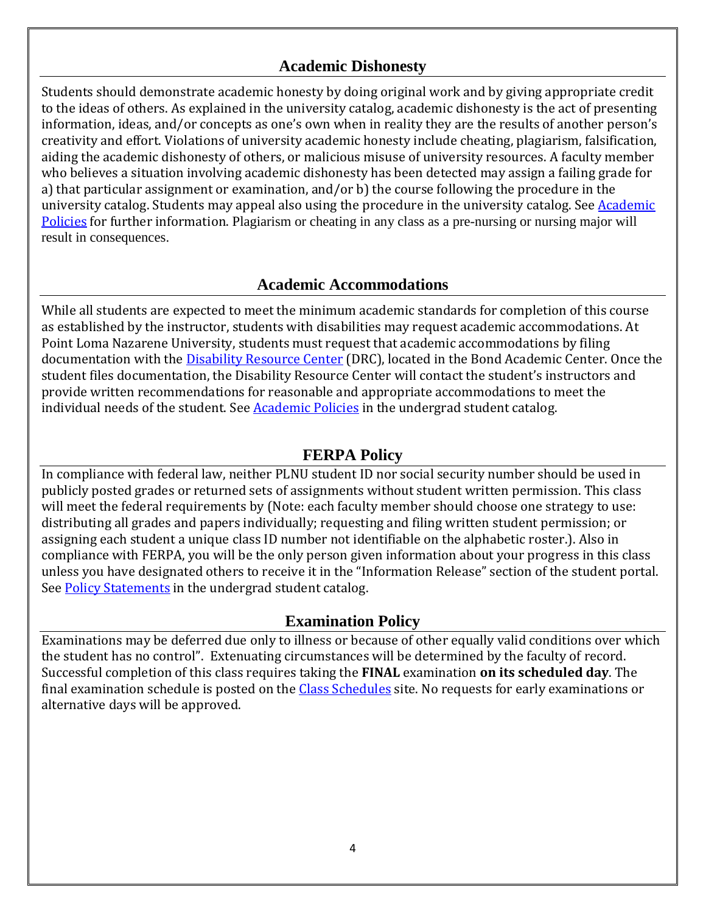## Academic Dishonesty

Students should demonstrate academic honesty by doing original work and by giving appropriate credit to the ideas of others. As explained in the university catalog, academic dishonesty is the act of presenting information, ideas, and/or concepts as one's own when in reality they are the results of another person's creativity and effort. Violations of university academic honesty include cheating, plagiarism, falsification, aiding the academic dishonesty of others, or malicious misuse of university resources. A faculty member who believes a situation involving academic dishonesty has been detected may assign a failing grade for a) that particular assignment or examination, and/or b) the course following the procedure in the university catalog. Students may appeal also using the procedure in the university catalog. See Academic Policies for further information. Plagiarism or cheating in any class as a pre-nursing or nursing major will result in consequences.

## Academic Accommodations

While all students are expected to meet the minimum academic standards for completion of this course as established by the instructor, students with disabilities may request academic accommodations. At Point Loma Nazarene University, students must request that academic accommodations by filing documentation with the Disability Resource Center (DRC), located in the Bond Academic Center. Once the student files documentation, the Disability Resource Center will contact the student's instructors and provide written recommendations for reasonable and appropriate accommodations to meet the individual needs of the student. See Academic Policies in the undergrad student catalog.

## FERPA Policy

In compliance with federal law, neither PLNU student ID nor social security number should be used in publicly posted grades or returned sets of assignments without student written permission. This class will meet the federal requirements by (Note: each faculty member should choose one strategy to use: distributing all grades and papers individually; requesting and filing written student permission; or assigning each student a unique class ID number not identifiable on the alphabetic roster.). Also in compliance with FERPA, you will be the only person given information about your progress in this class unless you have designated others to receive it in the "Information Release" section of the student portal. See Policy Statements in the undergrad student catalog.

## Examination Policy

Examinations may be deferred due only to illness or because of other equally valid conditions over which the student has no control". Extenuating circumstances will be determined by the faculty of record. Successful completion of this class requires taking the **FINAL** examination **on its scheduled day**. The final examination schedule is posted on the Class Schedules site. No requests for early examinations or alternative days will be approved.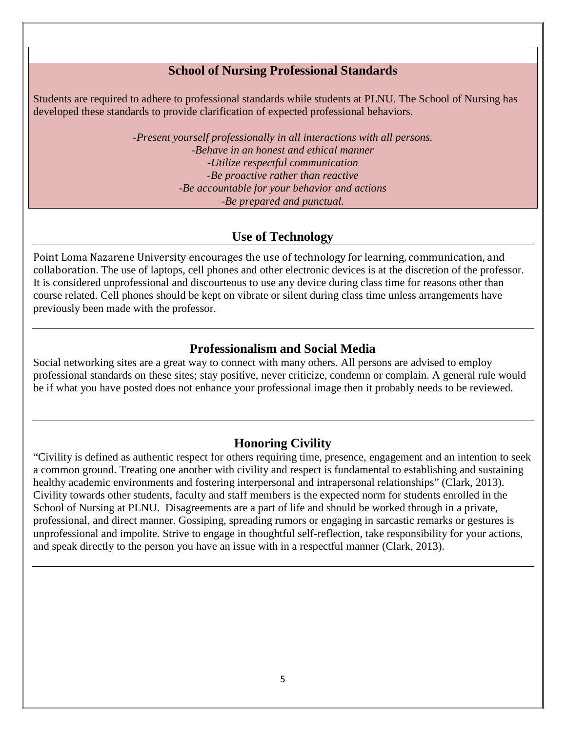## School of Nursing Professional Standards

Students are required to adhere to professional standards while students at PLNU. The School of Nursing has developed these standards to provide clarification of expected professional behaviors.

*-Present yourself professionally in all interactions with all persons.*
*-Behave in an honest and ethical manner*
*-Utilize respectful communication*
*-Be proactive rather than reactive*
*-Be accountable for your behavior and actions*
*-Be prepared and punctual.*

## Use of Technology

Point Loma Nazarene University encourages the use of technology for learning, communication, and collaboration. The use of laptops, cell phones and other electronic devices is at the discretion of the professor. It is considered unprofessional and discourteous to use any device during class time for reasons other than course related. Cell phones should be kept on vibrate or silent during class time unless arrangements have previously been made with the professor.

## Professionalism and Social Media

Social networking sites are a great way to connect with many others. All persons are advised to employ professional standards on these sites; stay positive, never criticize, condemn or complain. A general rule would be if what you have posted does not enhance your professional image then it probably needs to be reviewed.

## Honoring Civility

"Civility is defined as authentic respect for others requiring time, presence, engagement and an intention to seek a common ground. Treating one another with civility and respect is fundamental to establishing and sustaining healthy academic environments and fostering interpersonal and intrapersonal relationships" (Clark, 2013). Civility towards other students, faculty and staff members is the expected norm for students enrolled in the School of Nursing at PLNU. Disagreements are a part of life and should be worked through in a private, professional, and direct manner. Gossiping, spreading rumors or engaging in sarcastic remarks or gestures is unprofessional and impolite. Strive to engage in thoughtful self-reflection, take responsibility for your actions, and speak directly to the person you have an issue with in a respectful manner (Clark, 2013).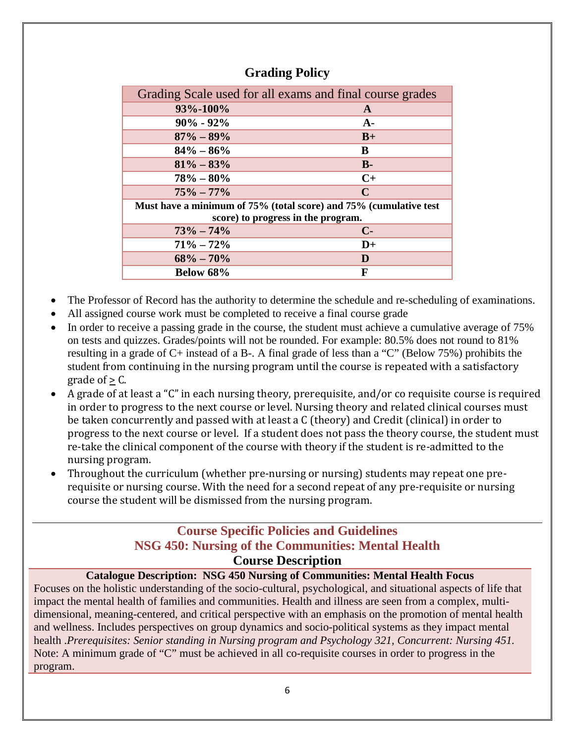## Grading Policy

| Grading Scale used for all exams and final course grades | |
|---|---|
| **93%-100%** | **A** |
| **90% - 92%** | **A-** |
| **87% – 89%** | **B+** |
| **84% – 86%** | **B** |
| **81% – 83%** | **B-** |
| **78% – 80%** | **C+** |
| **75% – 77%** | **C** |
| **Must have a minimum of 75% (total score) and 75% (cumulative test score) to progress in the program.** | |
| **73% – 74%** | **C-** |
| **71% – 72%** | **D+** |
| **68% – 70%** | **D** |
| **Below 68%** | **F** |

- The Professor of Record has the authority to determine the schedule and re-scheduling of examinations.
- All assigned course work must be completed to receive a final course grade
- In order to receive a passing grade in the course, the student must achieve a cumulative average of 75% on tests and quizzes. Grades/points will not be rounded. For example: 80.5% does not round to 81% resulting in a grade of C+ instead of a B-. A final grade of less than a "C" (Below 75%) prohibits the student from continuing in the nursing program until the course is repeated with a satisfactory grade of ≥ C.
- A grade of at least a "C" in each nursing theory, prerequisite, and/or co requisite course is required in order to progress to the next course or level. Nursing theory and related clinical courses must be taken concurrently and passed with at least a C (theory) and Credit (clinical) in order to progress to the next course or level. If a student does not pass the theory course, the student must re-take the clinical component of the course with theory if the student is re-admitted to the nursing program.
- Throughout the curriculum (whether pre-nursing or nursing) students may repeat one pre-requisite or nursing course. With the need for a second repeat of any pre-requisite or nursing course the student will be dismissed from the nursing program.

---

## Course Specific Policies and Guidelines
## NSG 450: Nursing of the Communities: Mental Health
### Course Description

**Catalogue Description: NSG 450 Nursing of Communities: Mental Health Focus**

Focuses on the holistic understanding of the socio-cultural, psychological, and situational aspects of life that impact the mental health of families and communities. Health and illness are seen from a complex, multi-dimensional, meaning-centered, and critical perspective with an emphasis on the promotion of mental health and wellness. Includes perspectives on group dynamics and socio-political systems as they impact mental health .*Prerequisites: Senior standing in Nursing program and Psychology 321, Concurrent: Nursing 451.* Note: A minimum grade of "C" must be achieved in all co-requisite courses in order to progress in the program.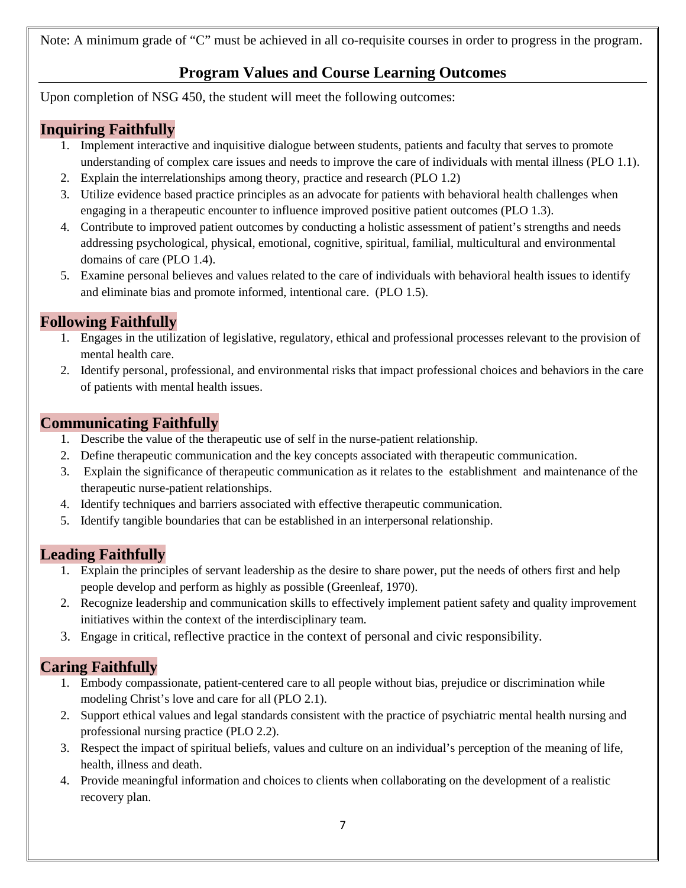Note: A minimum grade of "C" must be achieved in all co-requisite courses in order to progress in the program.

## Program Values and Course Learning Outcomes

Upon completion of NSG 450, the student will meet the following outcomes:

### Inquiring Faithfully

1. Implement interactive and inquisitive dialogue between students, patients and faculty that serves to promote understanding of complex care issues and needs to improve the care of individuals with mental illness (PLO 1.1).
2. Explain the interrelationships among theory, practice and research (PLO 1.2)
3. Utilize evidence based practice principles as an advocate for patients with behavioral health challenges when engaging in a therapeutic encounter to influence improved positive patient outcomes (PLO 1.3).
4. Contribute to improved patient outcomes by conducting a holistic assessment of patient's strengths and needs addressing psychological, physical, emotional, cognitive, spiritual, familial, multicultural and environmental domains of care (PLO 1.4).
5. Examine personal believes and values related to the care of individuals with behavioral health issues to identify and eliminate bias and promote informed, intentional care. (PLO 1.5).

### Following Faithfully

1. Engages in the utilization of legislative, regulatory, ethical and professional processes relevant to the provision of mental health care.
2. Identify personal, professional, and environmental risks that impact professional choices and behaviors in the care of patients with mental health issues.

### Communicating Faithfully

1. Describe the value of the therapeutic use of self in the nurse-patient relationship.
2. Define therapeutic communication and the key concepts associated with therapeutic communication.
3. Explain the significance of therapeutic communication as it relates to the establishment and maintenance of the therapeutic nurse-patient relationships.
4. Identify techniques and barriers associated with effective therapeutic communication.
5. Identify tangible boundaries that can be established in an interpersonal relationship.

### Leading Faithfully

1. Explain the principles of servant leadership as the desire to share power, put the needs of others first and help people develop and perform as highly as possible (Greenleaf, 1970).
2. Recognize leadership and communication skills to effectively implement patient safety and quality improvement initiatives within the context of the interdisciplinary team.
3. Engage in critical, reflective practice in the context of personal and civic responsibility.

### Caring Faithfully

1. Embody compassionate, patient-centered care to all people without bias, prejudice or discrimination while modeling Christ's love and care for all (PLO 2.1).
2. Support ethical values and legal standards consistent with the practice of psychiatric mental health nursing and professional nursing practice (PLO 2.2).
3. Respect the impact of spiritual beliefs, values and culture on an individual's perception of the meaning of life, health, illness and death.
4. Provide meaningful information and choices to clients when collaborating on the development of a realistic recovery plan.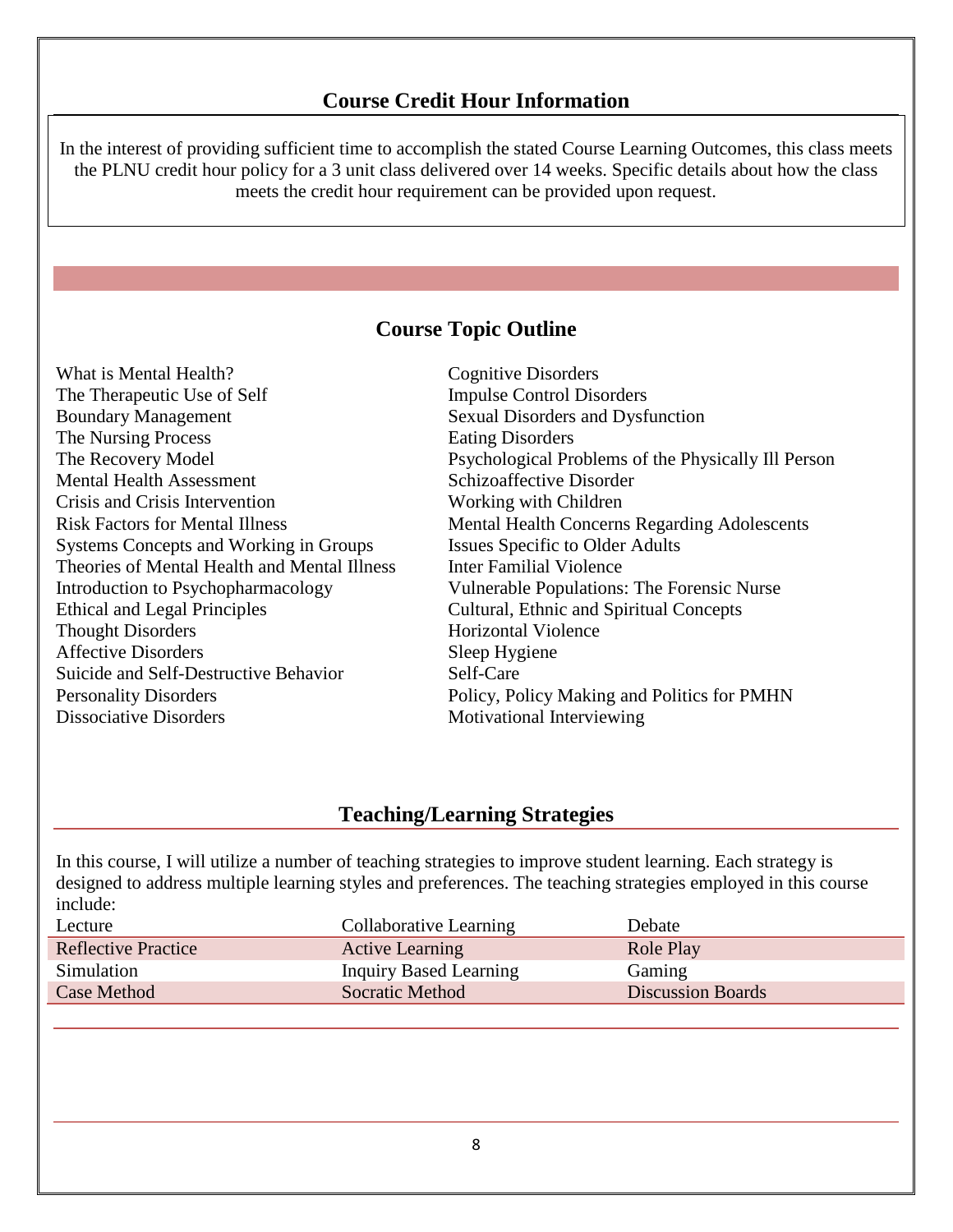## Course Credit Hour Information

In the interest of providing sufficient time to accomplish the stated Course Learning Outcomes, this class meets the PLNU credit hour policy for a 3 unit class delivered over 14 weeks. Specific details about how the class meets the credit hour requirement can be provided upon request.

## Course Topic Outline

What is Mental Health?
The Therapeutic Use of Self
Boundary Management
The Nursing Process
The Recovery Model
Mental Health Assessment
Crisis and Crisis Intervention
Risk Factors for Mental Illness
Systems Concepts and Working in Groups
Theories of Mental Health and Mental Illness
Introduction to Psychopharmacology
Ethical and Legal Principles
Thought Disorders
Affective Disorders
Suicide and Self-Destructive Behavior
Personality Disorders
Dissociative Disorders
Cognitive Disorders
Impulse Control Disorders
Sexual Disorders and Dysfunction
Eating Disorders
Psychological Problems of the Physically Ill Person
Schizoaffective Disorder
Working with Children
Mental Health Concerns Regarding Adolescents
Issues Specific to Older Adults
Inter Familial Violence
Vulnerable Populations: The Forensic Nurse
Cultural, Ethnic and Spiritual Concepts
Horizontal Violence
Sleep Hygiene
Self-Care
Policy, Policy Making and Politics for PMHN
Motivational Interviewing

## Teaching/Learning Strategies

In this course, I will utilize a number of teaching strategies to improve student learning. Each strategy is designed to address multiple learning styles and preferences. The teaching strategies employed in this course include:

| | | |
|---|---|---|
| Lecture | Collaborative Learning | Debate |
| Reflective Practice | Active Learning | Role Play |
| Simulation | Inquiry Based Learning | Gaming |
| Case Method | Socratic Method | Discussion Boards |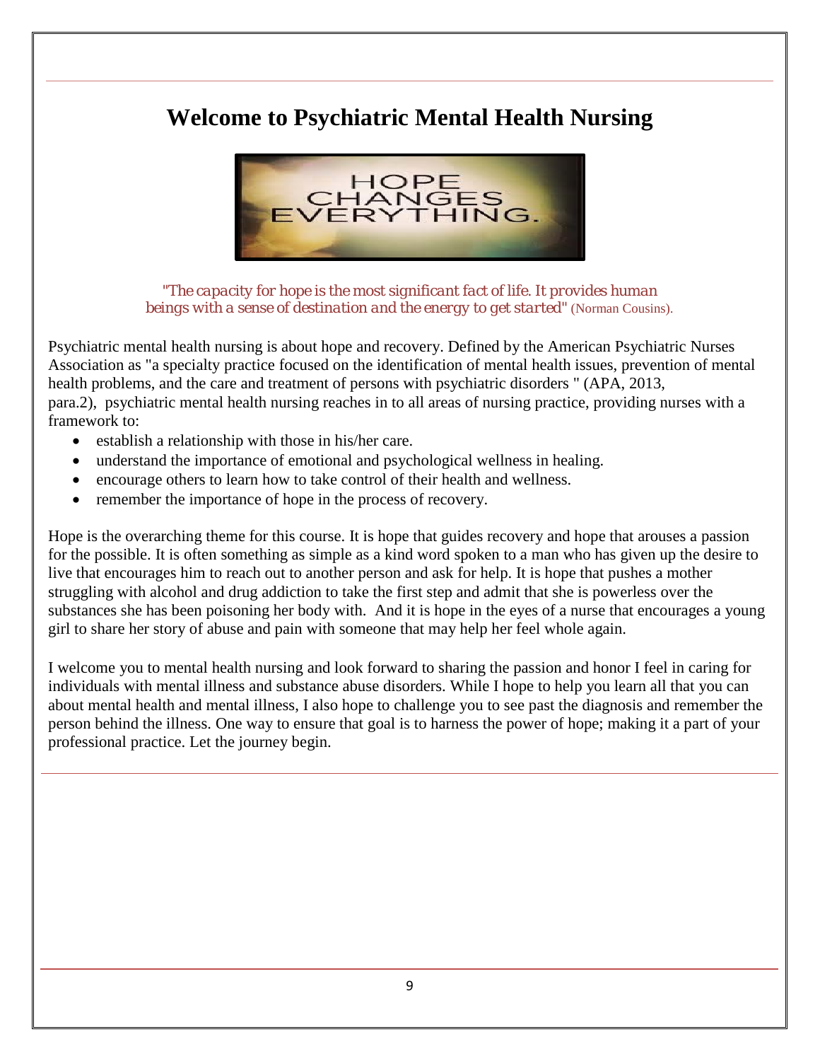# Welcome to Psychiatric Mental Health Nursing

*"The capacity for hope is the most significant fact of life. It provides human beings with a sense of destination and the energy to get started"* (Norman Cousins).

Psychiatric mental health nursing is about hope and recovery. Defined by the American Psychiatric Nurses Association as "a specialty practice focused on the identification of mental health issues, prevention of mental health problems, and the care and treatment of persons with psychiatric disorders " (APA, 2013, para.2), psychiatric mental health nursing reaches in to all areas of nursing practice, providing nurses with a framework to:

- establish a relationship with those in his/her care.
- understand the importance of emotional and psychological wellness in healing.
- encourage others to learn how to take control of their health and wellness.
- remember the importance of hope in the process of recovery.

Hope is the overarching theme for this course. It is hope that guides recovery and hope that arouses a passion for the possible. It is often something as simple as a kind word spoken to a man who has given up the desire to live that encourages him to reach out to another person and ask for help. It is hope that pushes a mother struggling with alcohol and drug addiction to take the first step and admit that she is powerless over the substances she has been poisoning her body with. And it is hope in the eyes of a nurse that encourages a young girl to share her story of abuse and pain with someone that may help her feel whole again.

I welcome you to mental health nursing and look forward to sharing the passion and honor I feel in caring for individuals with mental illness and substance abuse disorders. While I hope to help you learn all that you can about mental health and mental illness, I also hope to challenge you to see past the diagnosis and remember the person behind the illness. One way to ensure that goal is to harness the power of hope; making it a part of your professional practice. Let the journey begin.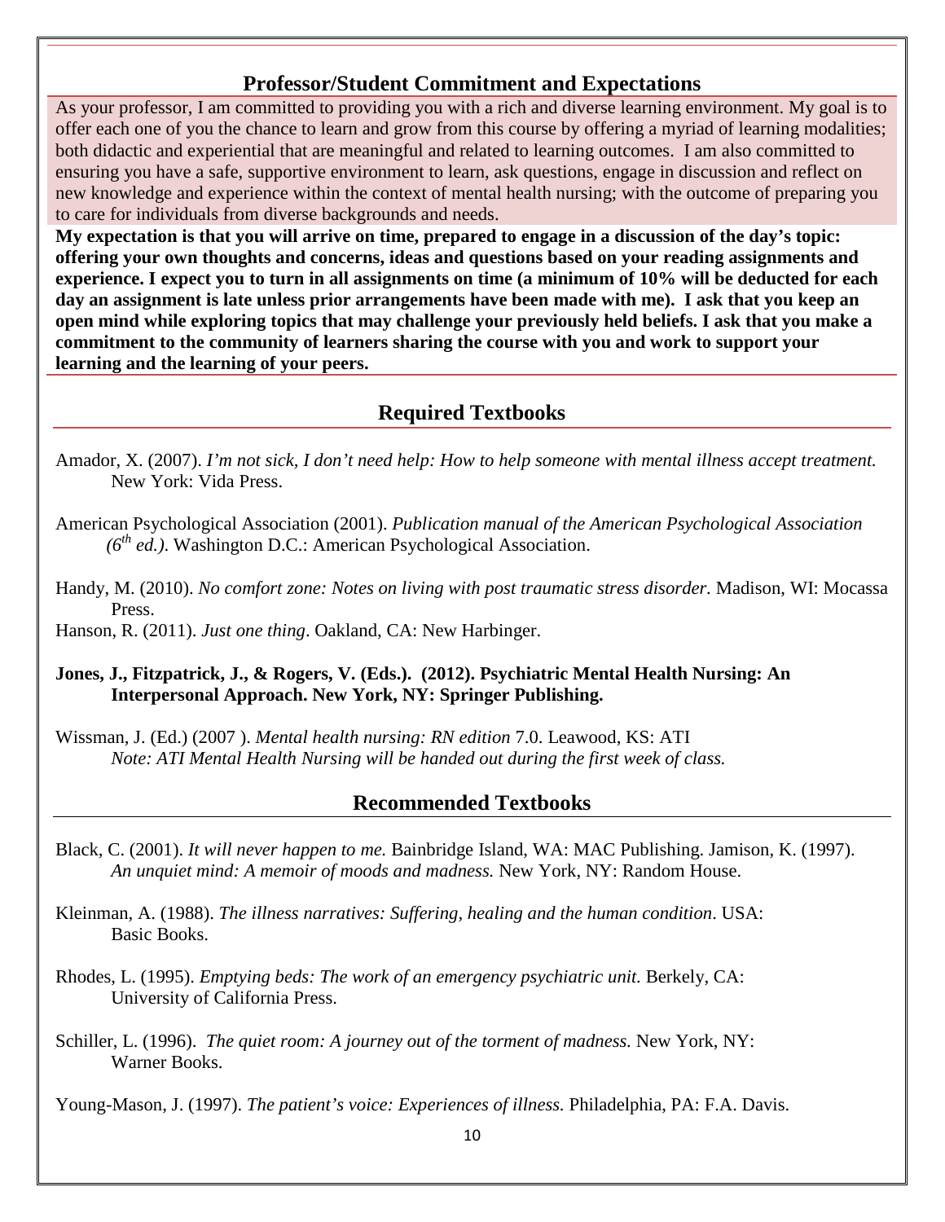## Professor/Student Commitment and Expectations

As your professor, I am committed to providing you with a rich and diverse learning environment. My goal is to offer each one of you the chance to learn and grow from this course by offering a myriad of learning modalities; both didactic and experiential that are meaningful and related to learning outcomes. I am also committed to ensuring you have a safe, supportive environment to learn, ask questions, engage in discussion and reflect on new knowledge and experience within the context of mental health nursing; with the outcome of preparing you to care for individuals from diverse backgrounds and needs.

**My expectation is that you will arrive on time, prepared to engage in a discussion of the day's topic: offering your own thoughts and concerns, ideas and questions based on your reading assignments and experience. I expect you to turn in all assignments on time (a minimum of 10% will be deducted for each day an assignment is late unless prior arrangements have been made with me). I ask that you keep an open mind while exploring topics that may challenge your previously held beliefs. I ask that you make a commitment to the community of learners sharing the course with you and work to support your learning and the learning of your peers.**

## Required Textbooks

Amador, X. (2007). *I'm not sick, I don't need help: How to help someone with mental illness accept treatment.* New York: Vida Press.

American Psychological Association (2001). *Publication manual of the American Psychological Association (6th ed.).* Washington D.C.: American Psychological Association.

Handy, M. (2010). *No comfort zone: Notes on living with post traumatic stress disorder.* Madison, WI: Mocassa Press.

Hanson, R. (2011). *Just one thing*. Oakland, CA: New Harbinger.

**Jones, J., Fitzpatrick, J., & Rogers, V. (Eds.). (2012). Psychiatric Mental Health Nursing: An Interpersonal Approach. New York, NY: Springer Publishing.**

Wissman, J. (Ed.) (2007 ). *Mental health nursing: RN edition* 7.0. Leawood, KS: ATI
*Note: ATI Mental Health Nursing will be handed out during the first week of class.*

## Recommended Textbooks

Black, C. (2001). *It will never happen to me.* Bainbridge Island, WA: MAC Publishing. Jamison, K. (1997). *An unquiet mind: A memoir of moods and madness.* New York, NY: Random House.

Kleinman, A. (1988). *The illness narratives: Suffering, healing and the human condition*. USA: Basic Books.

Rhodes, L. (1995). *Emptying beds: The work of an emergency psychiatric unit.* Berkely, CA: University of California Press.

Schiller, L. (1996). *The quiet room: A journey out of the torment of madness.* New York, NY: Warner Books.

Young-Mason, J. (1997). *The patient's voice: Experiences of illness.* Philadelphia, PA: F.A. Davis.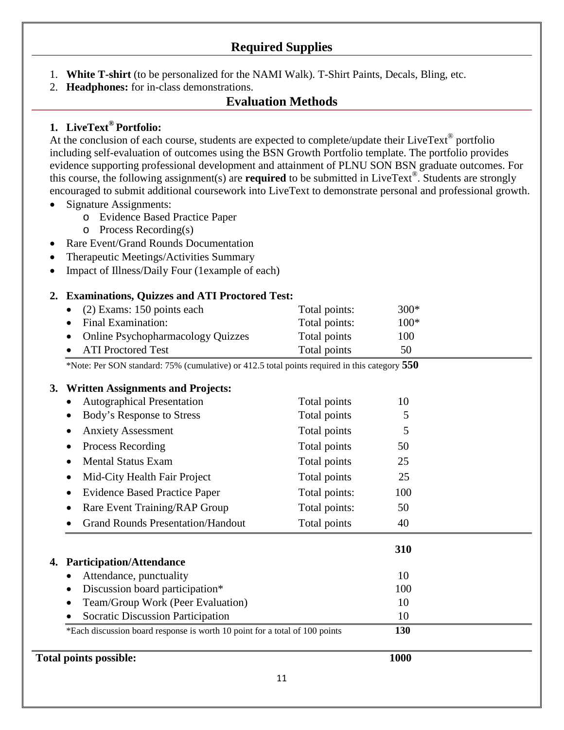## Required Supplies

1. **White T-shirt** (to be personalized for the NAMI Walk). T-Shirt Paints, Decals, Bling, etc.
2. **Headphones:** for in-class demonstrations.

## Evaluation Methods

### 1. LiveText® Portfolio:

At the conclusion of each course, students are expected to complete/update their LiveText® portfolio including self-evaluation of outcomes using the BSN Growth Portfolio template. The portfolio provides evidence supporting professional development and attainment of PLNU SON BSN graduate outcomes. For this course, the following assignment(s) are **required** to be submitted in LiveText®. Students are strongly encouraged to submit additional coursework into LiveText to demonstrate personal and professional growth.

- Signature Assignments:
  - Evidence Based Practice Paper
  - Process Recording(s)
- Rare Event/Grand Rounds Documentation
- Therapeutic Meetings/Activities Summary
- Impact of Illness/Daily Four (1example of each)

### 2. Examinations, Quizzes and ATI Proctored Test:

| Item | | Points |
|---|---|---|
| (2) Exams: 150 points each | Total points: | 300* |
| Final Examination: | Total points: | 100* |
| Online Psychopharmacology Quizzes | Total points | 100 |
| ATI Proctored Test | Total points | 50 |
| *Note: Per SON standard: 75% (cumulative) or 412.5 total points required in this category | | **550** |

### 3. Written Assignments and Projects:

| Item | | Points |
|---|---|---|
| Autographical Presentation | Total points | 10 |
| Body's Response to Stress | Total points | 5 |
| Anxiety Assessment | Total points | 5 |
| Process Recording | Total points | 50 |
| Mental Status Exam | Total points | 25 |
| Mid-City Health Fair Project | Total points | 25 |
| Evidence Based Practice Paper | Total points: | 100 |
| Rare Event Training/RAP Group | Total points: | 50 |
| Grand Rounds Presentation/Handout | Total points | 40 |
| | | **310** |

### 4. Participation/Attendance

| Item | Points |
|---|---|
| Attendance, punctuality | 10 |
| Discussion board participation* | 100 |
| Team/Group Work (Peer Evaluation) | 10 |
| Socratic Discussion Participation | 10 |
| *Each discussion board response is worth 10 point for a total of 100 points | **130** |

**Total points possible:** **1000**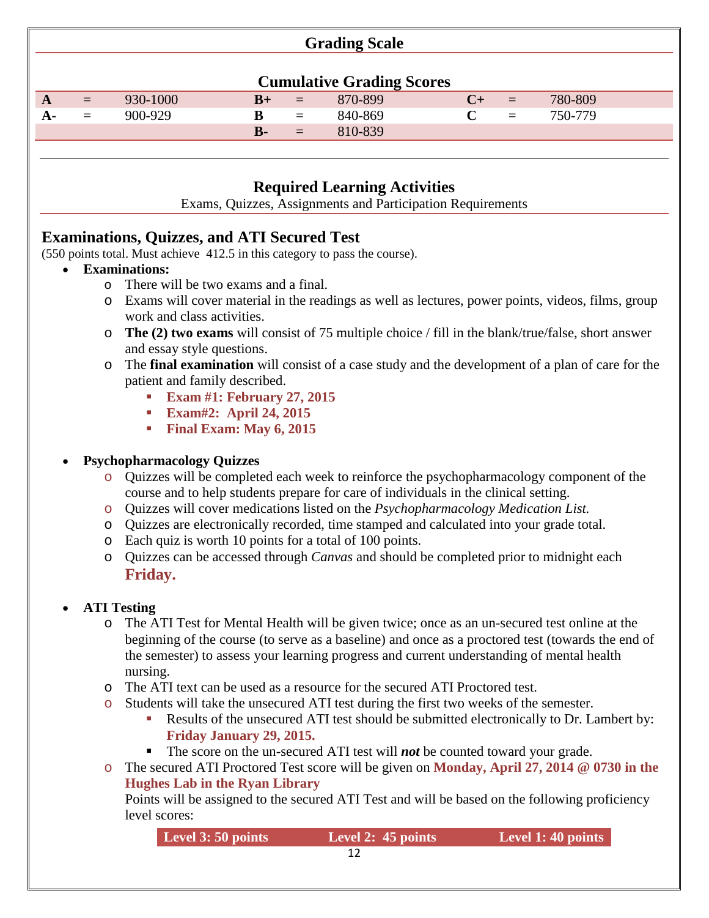## Grading Scale

### Cumulative Grading Scores

| | | | | | | | | |
|---|---|---|---|---|---|---|---|---|
| **A** | = | 930-1000 | **B+** | = | 870-899 | **C+** | = | 780-809 |
| **A-** | = | 900-929 | **B** | = | 840-869 | **C** | = | 750-779 |
| | | | **B-** | = | 810-839 | | | |

---

## Required Learning Activities

Exams, Quizzes, Assignments and Participation Requirements

### Examinations, Quizzes, and ATI Secured Test

(550 points total. Must achieve 412.5 in this category to pass the course).

- **Examinations:**
  - There will be two exams and a final.
  - Exams will cover material in the readings as well as lectures, power points, videos, films, group work and class activities.
  - **The (2) two exams** will consist of 75 multiple choice / fill in the blank/true/false, short answer and essay style questions.
  - The **final examination** will consist of a case study and the development of a plan of care for the patient and family described.
    - **Exam #1: February 27, 2015**
    - **Exam#2: April 24, 2015**
    - **Final Exam: May 6, 2015**

- **Psychopharmacology Quizzes**
  - Quizzes will be completed each week to reinforce the psychopharmacology component of the course and to help students prepare for care of individuals in the clinical setting.
  - Quizzes will cover medications listed on the *Psychopharmacology Medication List.*
  - Quizzes are electronically recorded, time stamped and calculated into your grade total.
  - Each quiz is worth 10 points for a total of 100 points.
  - Quizzes can be accessed through *Canvas* and should be completed prior to midnight each **Friday.**

- **ATI Testing**
  - The ATI Test for Mental Health will be given twice; once as an un-secured test online at the beginning of the course (to serve as a baseline) and once as a proctored test (towards the end of the semester) to assess your learning progress and current understanding of mental health nursing.
  - The ATI text can be used as a resource for the secured ATI Proctored test.
  - Students will take the unsecured ATI test during the first two weeks of the semester.
    - Results of the unsecured ATI test should be submitted electronically to Dr. Lambert by: **Friday January 29, 2015.**
    - The score on the un-secured ATI test will ***not*** be counted toward your grade.
  - The secured ATI Proctored Test score will be given on **Monday, April 27, 2014 @ 0730 in the Hughes Lab in the Ryan Library**

    Points will be assigned to the secured ATI Test and will be based on the following proficiency level scores:

| Level 3: 50 points | Level 2: 45 points | Level 1: 40 points |
|---|---|---|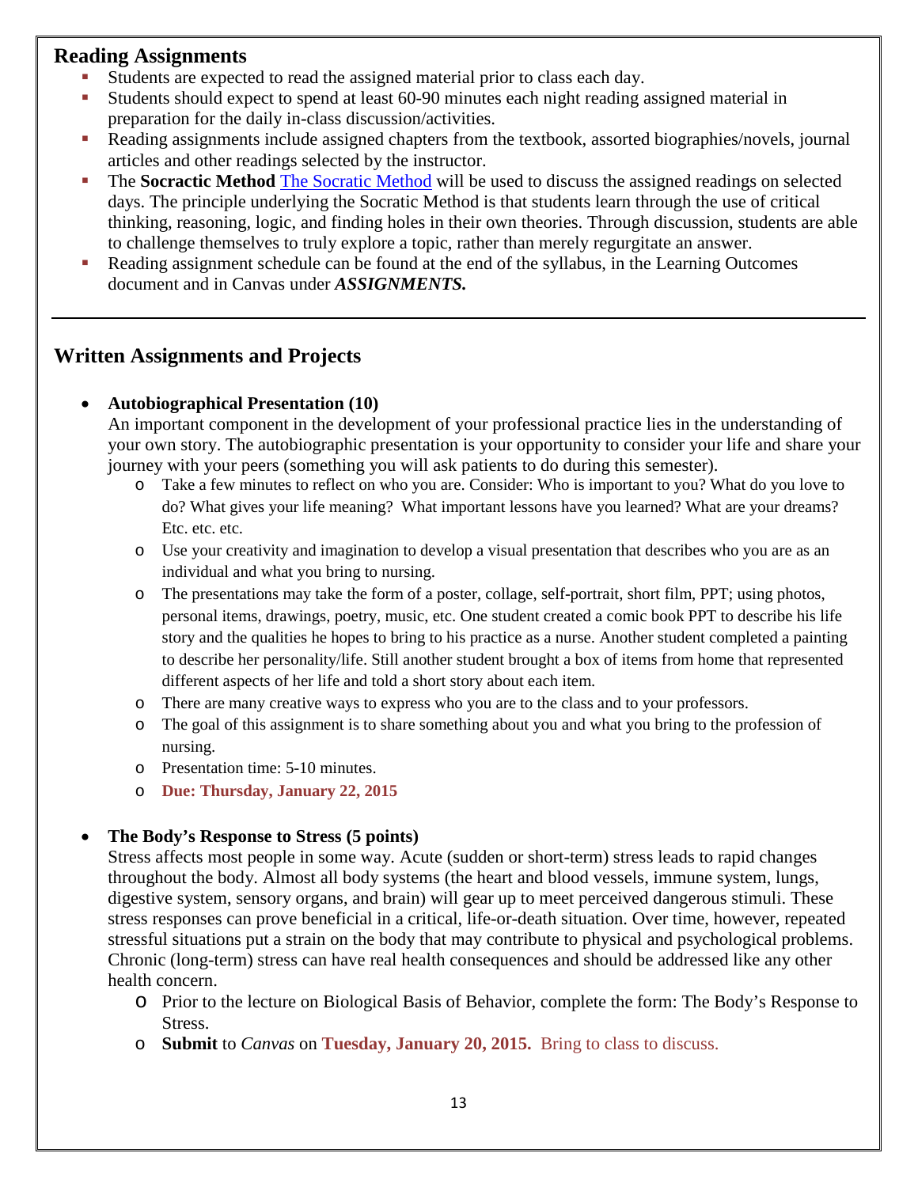## Reading Assignments

- Students are expected to read the assigned material prior to class each day.
- Students should expect to spend at least 60-90 minutes each night reading assigned material in preparation for the daily in-class discussion/activities.
- Reading assignments include assigned chapters from the textbook, assorted biographies/novels, journal articles and other readings selected by the instructor.
- The **Socractic Method** [The Socratic Method] will be used to discuss the assigned readings on selected days. The principle underlying the Socratic Method is that students learn through the use of critical thinking, reasoning, logic, and finding holes in their own theories. Through discussion, students are able to challenge themselves to truly explore a topic, rather than merely regurgitate an answer.
- Reading assignment schedule can be found at the end of the syllabus, in the Learning Outcomes document and in Canvas under ***ASSIGNMENTS.***

---

## Written Assignments and Projects

- **Autobiographical Presentation (10)**
  An important component in the development of your professional practice lies in the understanding of your own story. The autobiographic presentation is your opportunity to consider your life and share your journey with your peers (something you will ask patients to do during this semester).
  - Take a few minutes to reflect on who you are. Consider: Who is important to you? What do you love to do? What gives your life meaning? What important lessons have you learned? What are your dreams? Etc. etc. etc.
  - Use your creativity and imagination to develop a visual presentation that describes who you are as an individual and what you bring to nursing.
  - The presentations may take the form of a poster, collage, self-portrait, short film, PPT; using photos, personal items, drawings, poetry, music, etc. One student created a comic book PPT to describe his life story and the qualities he hopes to bring to his practice as a nurse. Another student completed a painting to describe her personality/life. Still another student brought a box of items from home that represented different aspects of her life and told a short story about each item.
  - There are many creative ways to express who you are to the class and to your professors.
  - The goal of this assignment is to share something about you and what you bring to the profession of nursing.
  - Presentation time: 5-10 minutes.
  - **Due: Thursday, January 22, 2015**

- **The Body's Response to Stress (5 points)**
  Stress affects most people in some way. Acute (sudden or short-term) stress leads to rapid changes throughout the body. Almost all body systems (the heart and blood vessels, immune system, lungs, digestive system, sensory organs, and brain) will gear up to meet perceived dangerous stimuli. These stress responses can prove beneficial in a critical, life-or-death situation. Over time, however, repeated stressful situations put a strain on the body that may contribute to physical and psychological problems. Chronic (long-term) stress can have real health consequences and should be addressed like any other health concern.
  - Prior to the lecture on Biological Basis of Behavior, complete the form: The Body's Response to Stress.
  - **Submit** to *Canvas* on **Tuesday, January 20, 2015.** Bring to class to discuss.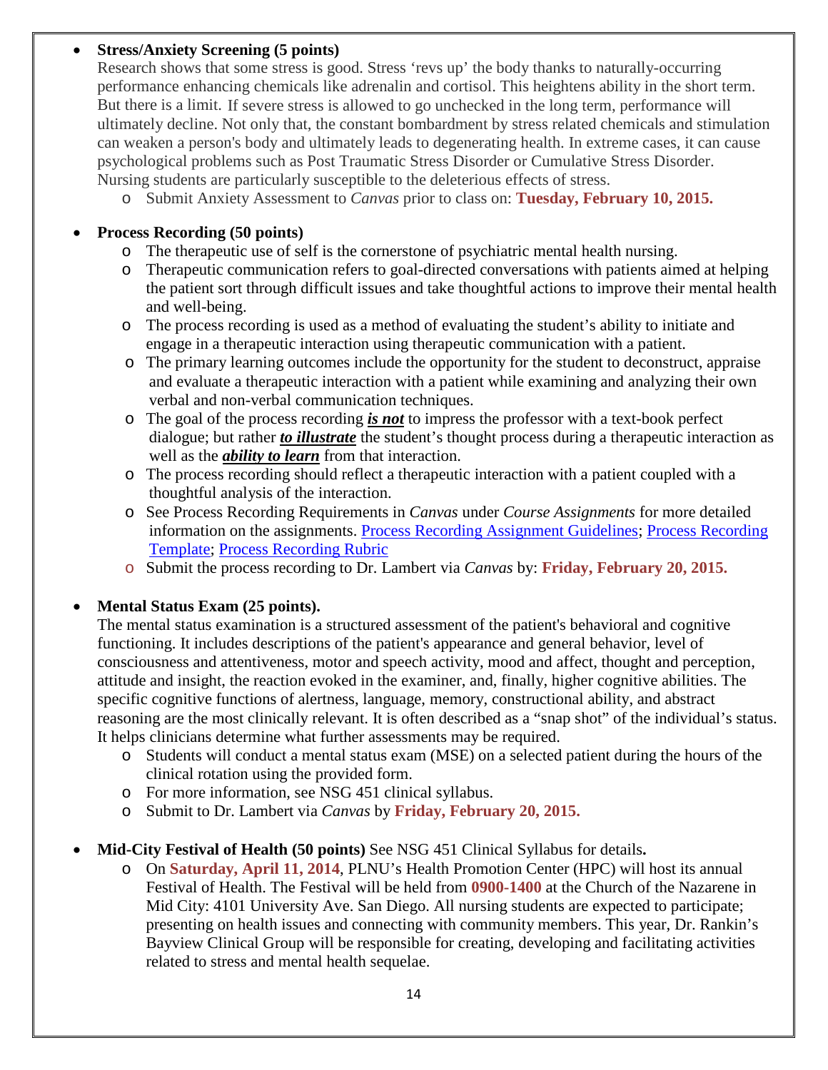- **Stress/Anxiety Screening (5 points)**
  Research shows that some stress is good. Stress 'revs up' the body thanks to naturally-occurring performance enhancing chemicals like adrenalin and cortisol. This heightens ability in the short term. But there is a limit. If severe stress is allowed to go unchecked in the long term, performance will ultimately decline. Not only that, the constant bombardment by stress related chemicals and stimulation can weaken a person's body and ultimately leads to degenerating health. In extreme cases, it can cause psychological problems such as Post Traumatic Stress Disorder or Cumulative Stress Disorder. Nursing students are particularly susceptible to the deleterious effects of stress.
  - Submit Anxiety Assessment to *Canvas* prior to class on: **Tuesday, February 10, 2015.**

- **Process Recording (50 points)**
  - The therapeutic use of self is the cornerstone of psychiatric mental health nursing.
  - Therapeutic communication refers to goal-directed conversations with patients aimed at helping the patient sort through difficult issues and take thoughtful actions to improve their mental health and well-being.
  - The process recording is used as a method of evaluating the student's ability to initiate and engage in a therapeutic interaction using therapeutic communication with a patient.
  - The primary learning outcomes include the opportunity for the student to deconstruct, appraise and evaluate a therapeutic interaction with a patient while examining and analyzing their own verbal and non-verbal communication techniques.
  - The goal of the process recording ***is not*** to impress the professor with a text-book perfect dialogue; but rather ***to illustrate*** the student's thought process during a therapeutic interaction as well as the ***ability to learn*** from that interaction.
  - The process recording should reflect a therapeutic interaction with a patient coupled with a thoughtful analysis of the interaction.
  - See Process Recording Requirements in *Canvas* under *Course Assignments* for more detailed information on the assignments. Process Recording Assignment Guidelines; Process Recording Template; Process Recording Rubric
  - Submit the process recording to Dr. Lambert via *Canvas* by: **Friday, February 20, 2015.**

- **Mental Status Exam (25 points).**
  The mental status examination is a structured assessment of the patient's behavioral and cognitive functioning. It includes descriptions of the patient's appearance and general behavior, level of consciousness and attentiveness, motor and speech activity, mood and affect, thought and perception, attitude and insight, the reaction evoked in the examiner, and, finally, higher cognitive abilities. The specific cognitive functions of alertness, language, memory, constructional ability, and abstract reasoning are the most clinically relevant. It is often described as a "snap shot" of the individual's status. It helps clinicians determine what further assessments may be required.
  - Students will conduct a mental status exam (MSE) on a selected patient during the hours of the clinical rotation using the provided form.
  - For more information, see NSG 451 clinical syllabus.
  - Submit to Dr. Lambert via *Canvas* by **Friday, February 20, 2015.**

- **Mid-City Festival of Health (50 points)** See NSG 451 Clinical Syllabus for details**.**
  - On **Saturday, April 11, 2014**, PLNU's Health Promotion Center (HPC) will host its annual Festival of Health. The Festival will be held from **0900-1400** at the Church of the Nazarene in Mid City: 4101 University Ave. San Diego. All nursing students are expected to participate; presenting on health issues and connecting with community members. This year, Dr. Rankin's Bayview Clinical Group will be responsible for creating, developing and facilitating activities related to stress and mental health sequelae.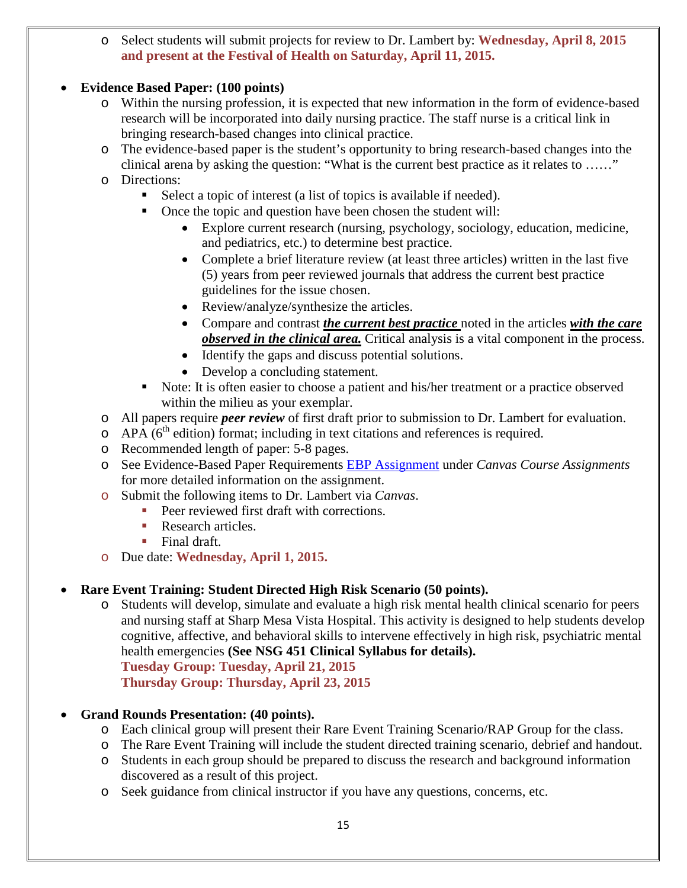- Select students will submit projects for review to Dr. Lambert by: **Wednesday, April 8, 2015 and present at the Festival of Health on Saturday, April 11, 2015.**

- **Evidence Based Paper: (100 points)**
  - Within the nursing profession, it is expected that new information in the form of evidence-based research will be incorporated into daily nursing practice. The staff nurse is a critical link in bringing research-based changes into clinical practice.
  - The evidence-based paper is the student's opportunity to bring research-based changes into the clinical arena by asking the question: "What is the current best practice as it relates to ……"
  - Directions:
    - Select a topic of interest (a list of topics is available if needed).
    - Once the topic and question have been chosen the student will:
      - Explore current research (nursing, psychology, sociology, education, medicine, and pediatrics, etc.) to determine best practice.
      - Complete a brief literature review (at least three articles) written in the last five (5) years from peer reviewed journals that address the current best practice guidelines for the issue chosen.
      - Review/analyze/synthesize the articles.
      - Compare and contrast ***<u>the current best practice</u>*** noted in the articles ***<u>with the care observed in the clinical area.</u>*** Critical analysis is a vital component in the process.
      - Identify the gaps and discuss potential solutions.
      - Develop a concluding statement.
    - Note: It is often easier to choose a patient and his/her treatment or a practice observed within the milieu as your exemplar.
  - All papers require ***peer review*** of first draft prior to submission to Dr. Lambert for evaluation.
  - APA (6th edition) format; including in text citations and references is required.
  - Recommended length of paper: 5-8 pages.
  - See Evidence-Based Paper Requirements EBP Assignment under *Canvas Course Assignments* for more detailed information on the assignment.
  - Submit the following items to Dr. Lambert via *Canvas*.
    - Peer reviewed first draft with corrections.
    - Research articles.
    - Final draft.
  - Due date: **Wednesday, April 1, 2015.**

- **Rare Event Training: Student Directed High Risk Scenario (50 points).**
  - Students will develop, simulate and evaluate a high risk mental health clinical scenario for peers and nursing staff at Sharp Mesa Vista Hospital. This activity is designed to help students develop cognitive, affective, and behavioral skills to intervene effectively in high risk, psychiatric mental health emergencies **(See NSG 451 Clinical Syllabus for details).**
    **Tuesday Group: Tuesday, April 21, 2015**
    **Thursday Group: Thursday, April 23, 2015**

- **Grand Rounds Presentation: (40 points).**
  - Each clinical group will present their Rare Event Training Scenario/RAP Group for the class.
  - The Rare Event Training will include the student directed training scenario, debrief and handout.
  - Students in each group should be prepared to discuss the research and background information discovered as a result of this project.
  - Seek guidance from clinical instructor if you have any questions, concerns, etc.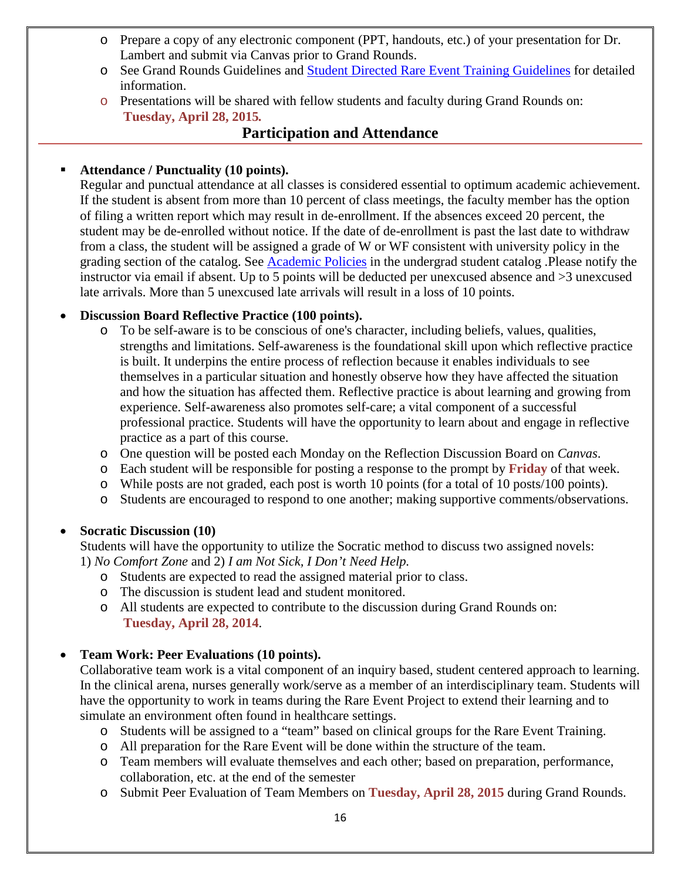- Prepare a copy of any electronic component (PPT, handouts, etc.) of your presentation for Dr. Lambert and submit via Canvas prior to Grand Rounds.
- See Grand Rounds Guidelines and [Student Directed Rare Event Training Guidelines] for detailed information.
- Presentations will be shared with fellow students and faculty during Grand Rounds on: **Tuesday, April 28, 2015.**

## Participation and Attendance

- **Attendance / Punctuality (10 points).**
  Regular and punctual attendance at all classes is considered essential to optimum academic achievement. If the student is absent from more than 10 percent of class meetings, the faculty member has the option of filing a written report which may result in de-enrollment. If the absences exceed 20 percent, the student may be de-enrolled without notice. If the date of de-enrollment is past the last date to withdraw from a class, the student will be assigned a grade of W or WF consistent with university policy in the grading section of the catalog. See [Academic Policies] in the undergrad student catalog .Please notify the instructor via email if absent. Up to 5 points will be deducted per unexcused absence and >3 unexcused late arrivals. More than 5 unexcused late arrivals will result in a loss of 10 points.

- **Discussion Board Reflective Practice (100 points).**
  - To be self-aware is to be conscious of one's character, including beliefs, values, qualities, strengths and limitations. Self-awareness is the foundational skill upon which reflective practice is built. It underpins the entire process of reflection because it enables individuals to see themselves in a particular situation and honestly observe how they have affected the situation and how the situation has affected them. Reflective practice is about learning and growing from experience. Self-awareness also promotes self-care; a vital component of a successful professional practice. Students will have the opportunity to learn about and engage in reflective practice as a part of this course.
  - One question will be posted each Monday on the Reflection Discussion Board on *Canvas*.
  - Each student will be responsible for posting a response to the prompt by **Friday** of that week.
  - While posts are not graded, each post is worth 10 points (for a total of 10 posts/100 points).
  - Students are encouraged to respond to one another; making supportive comments/observations.

- **Socratic Discussion (10)**
  Students will have the opportunity to utilize the Socratic method to discuss two assigned novels: 1) *No Comfort Zone* and 2) *I am Not Sick, I Don't Need Help.*
  - Students are expected to read the assigned material prior to class.
  - The discussion is student lead and student monitored.
  - All students are expected to contribute to the discussion during Grand Rounds on: **Tuesday, April 28, 2014**.

- **Team Work: Peer Evaluations (10 points).**
  Collaborative team work is a vital component of an inquiry based, student centered approach to learning. In the clinical arena, nurses generally work/serve as a member of an interdisciplinary team. Students will have the opportunity to work in teams during the Rare Event Project to extend their learning and to simulate an environment often found in healthcare settings.
  - Students will be assigned to a "team" based on clinical groups for the Rare Event Training.
  - All preparation for the Rare Event will be done within the structure of the team.
  - Team members will evaluate themselves and each other; based on preparation, performance, collaboration, etc. at the end of the semester
  - Submit Peer Evaluation of Team Members on **Tuesday, April 28, 2015** during Grand Rounds.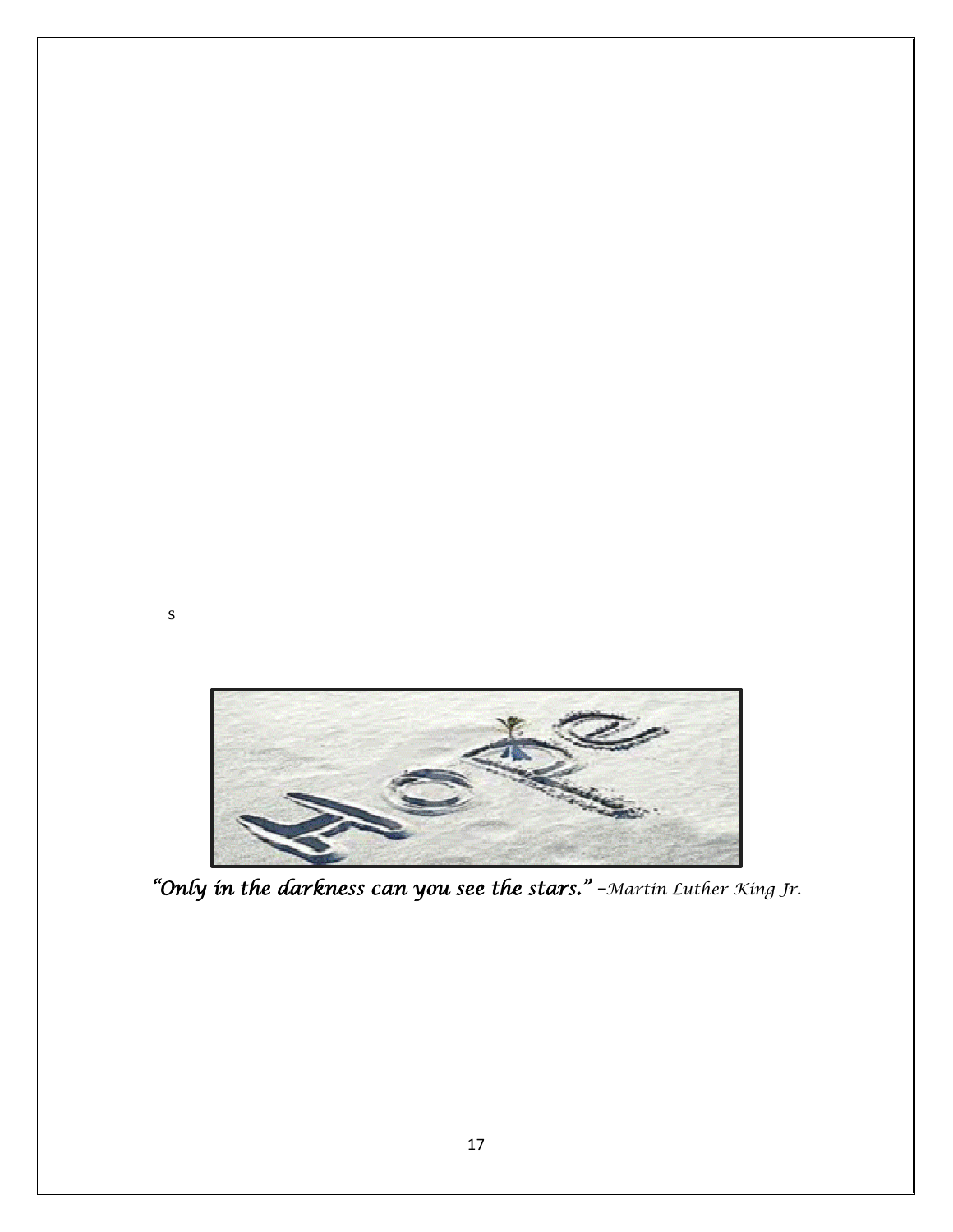s

*“Only in the darkness can you see the stars.”* –*Martin Luther King Jr.*